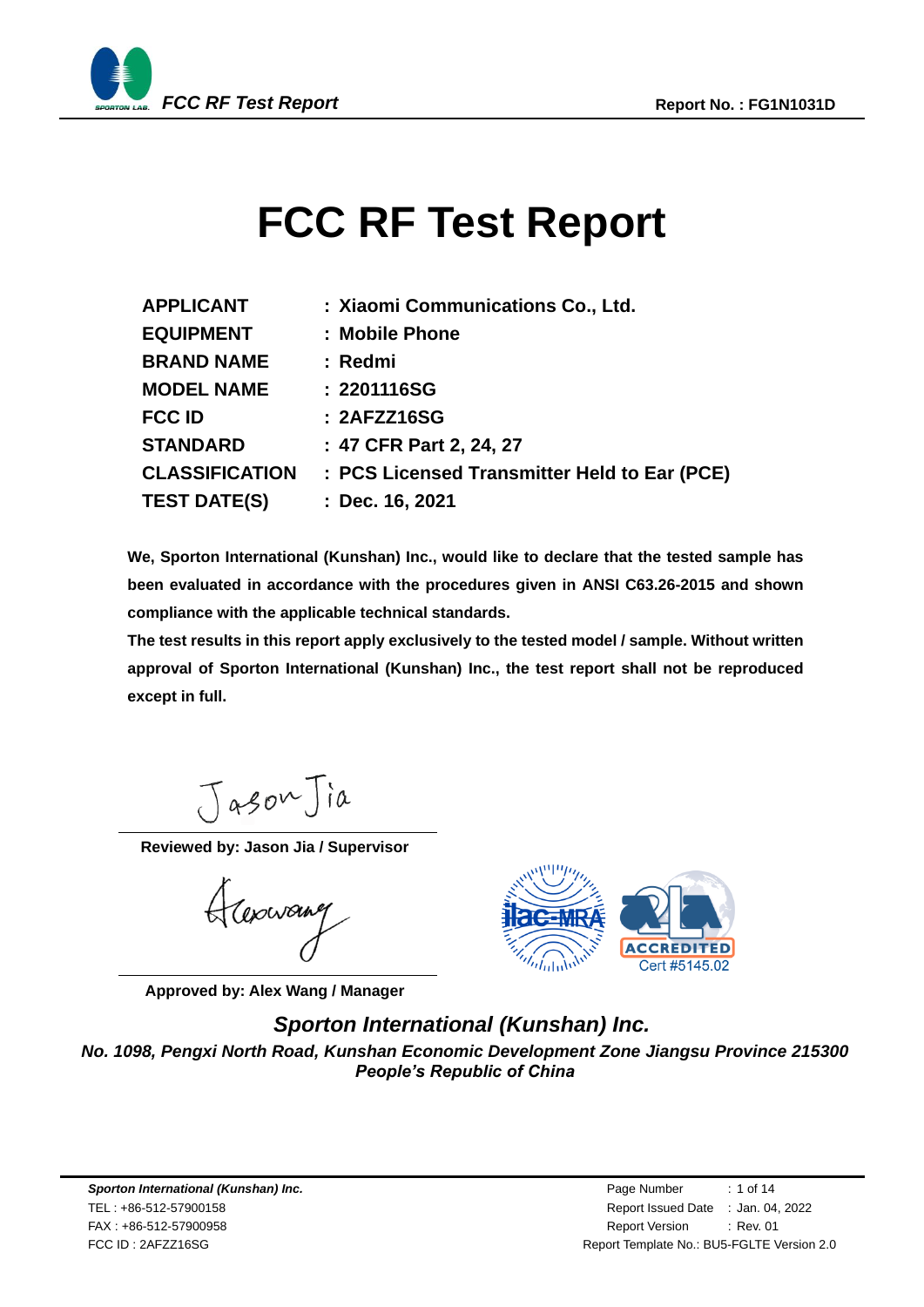# FCC RF Test Report

| | |
|---|---|
| **APPLICANT** | **: Xiaomi Communications Co., Ltd.** |
| **EQUIPMENT** | **: Mobile Phone** |
| **BRAND NAME** | **: Redmi** |
| **MODEL NAME** | **: 2201116SG** |
| **FCC ID** | **: 2AFZZ16SG** |
| **STANDARD** | **: 47 CFR Part 2, 24, 27** |
| **CLASSIFICATION** | **: PCS Licensed Transmitter Held to Ear (PCE)** |
| **TEST DATE(S)** | **: Dec. 16, 2021** |

**We, Sporton International (Kunshan) Inc., would like to declare that the tested sample has been evaluated in accordance with the procedures given in ANSI C63.26-2015 and shown compliance with the applicable technical standards.**

**The test results in this report apply exclusively to the tested model / sample. Without written approval of Sporton International (Kunshan) Inc., the test report shall not be reproduced except in full.**

**Reviewed by: Jason Jia / Supervisor**

**Approved by: Alex Wang / Manager**

ilac-MRA

ACCREDITED
Cert #5145.02

***Sporton International (Kunshan) Inc.***

***No. 1098, Pengxi North Road, Kunshan Economic Development Zone Jiangsu Province 215300 People's Republic of China***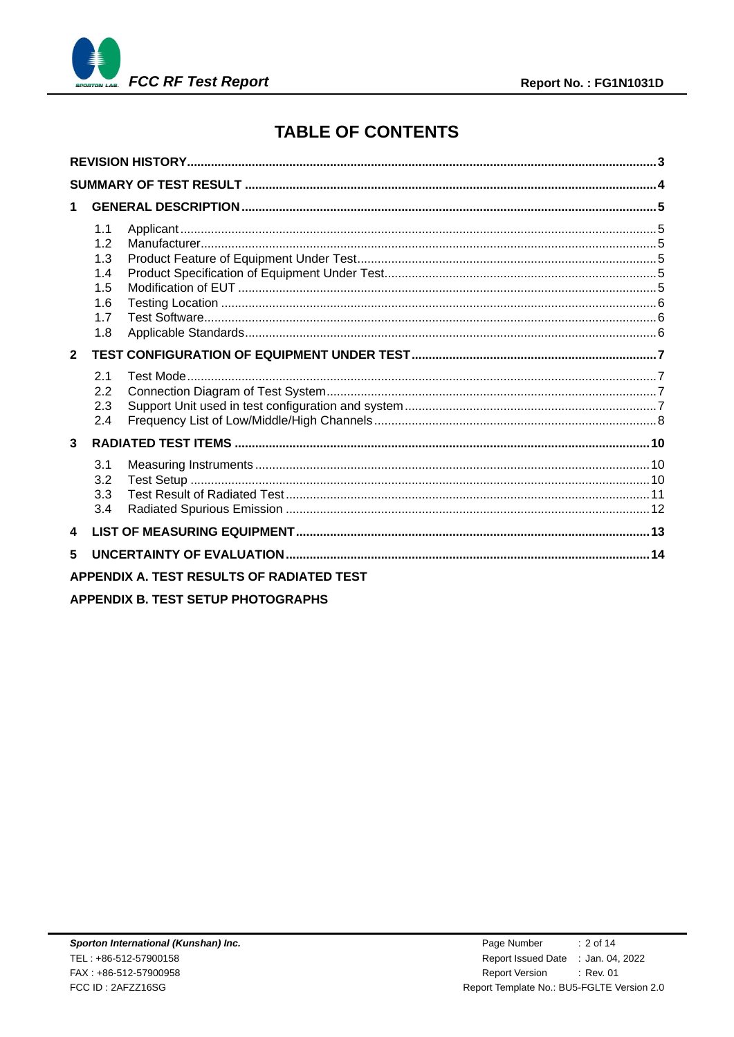# TABLE OF CONTENTS

**REVISION HISTORY** ... 3

**SUMMARY OF TEST RESULT** ... 4

**1 GENERAL DESCRIPTION** ... 5

- 1.1 Applicant ... 5
- 1.2 Manufacturer ... 5
- 1.3 Product Feature of Equipment Under Test ... 5
- 1.4 Product Specification of Equipment Under Test ... 5
- 1.5 Modification of EUT ... 5
- 1.6 Testing Location ... 6
- 1.7 Test Software ... 6
- 1.8 Applicable Standards ... 6

**2 TEST CONFIGURATION OF EQUIPMENT UNDER TEST** ... 7

- 2.1 Test Mode ... 7
- 2.2 Connection Diagram of Test System ... 7
- 2.3 Support Unit used in test configuration and system ... 7
- 2.4 Frequency List of Low/Middle/High Channels ... 8

**3 RADIATED TEST ITEMS** ... 10

- 3.1 Measuring Instruments ... 10
- 3.2 Test Setup ... 10
- 3.3 Test Result of Radiated Test ... 11
- 3.4 Radiated Spurious Emission ... 12

**4 LIST OF MEASURING EQUIPMENT** ... 13

**5 UNCERTAINTY OF EVALUATION** ... 14

**APPENDIX A. TEST RESULTS OF RADIATED TEST**

**APPENDIX B. TEST SETUP PHOTOGRAPHS**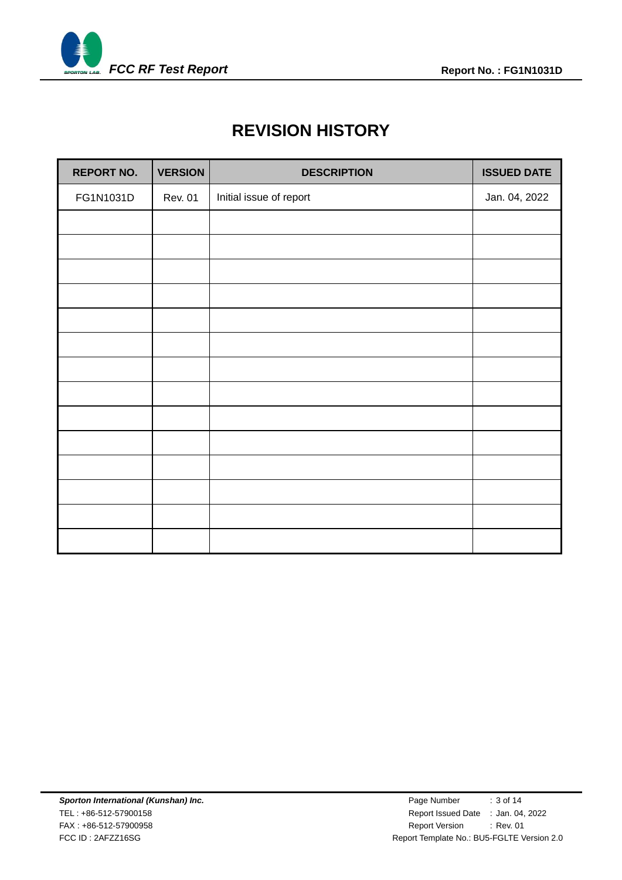# REVISION HISTORY

| REPORT NO. | VERSION | DESCRIPTION | ISSUED DATE |
|---|---|---|---|
| FG1N1031D | Rev. 01 | Initial issue of report | Jan. 04, 2022 |
| | | | |
| | | | |
| | | | |
| | | | |
| | | | |
| | | | |
| | | | |
| | | | |
| | | | |
| | | | |
| | | | |
| | | | |
| | | | |
| | | | |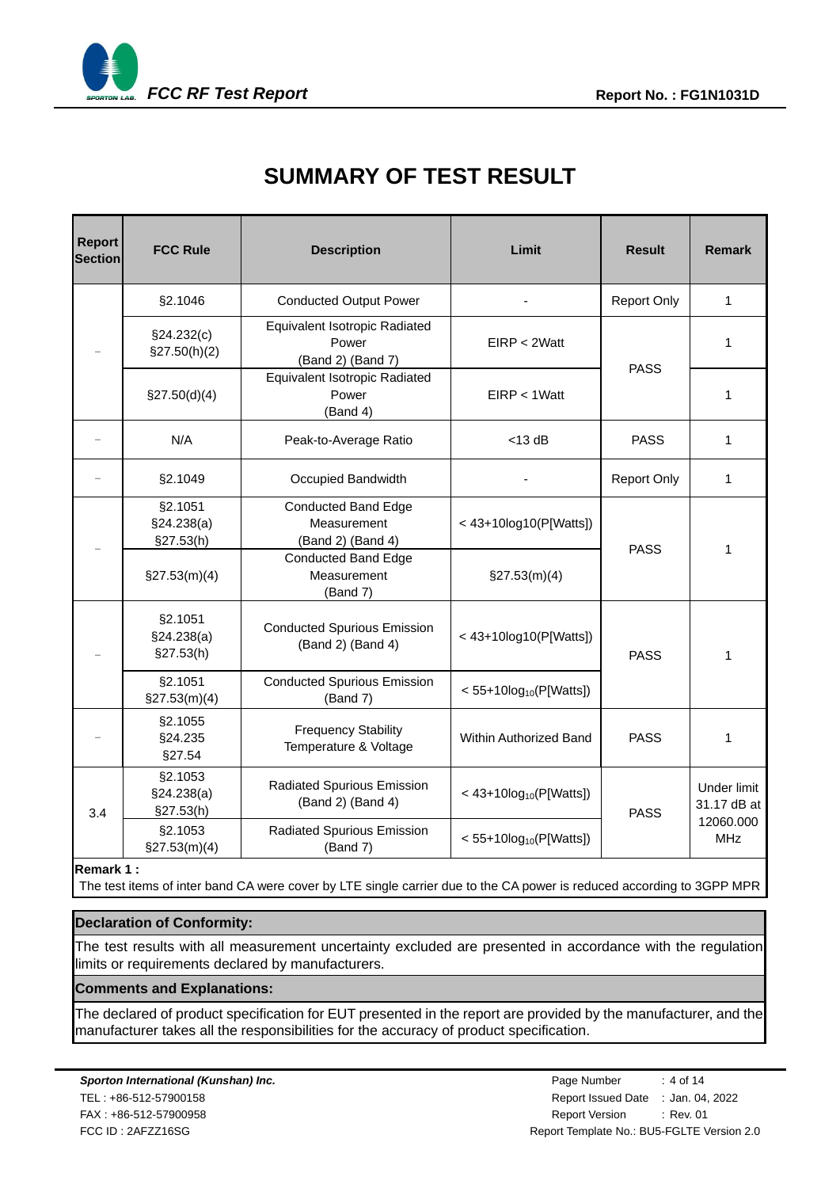# SUMMARY OF TEST RESULT

| Report Section | FCC Rule | Description | Limit | Result | Remark |
|---|---|---|---|---|---|
| - | §2.1046 | Conducted Output Power | - | Report Only | 1 |
| - | §24.232(c) §27.50(h)(2) | Equivalent Isotropic Radiated Power (Band 2) (Band 7) | EIRP < 2Watt | PASS | 1 |
| - | §27.50(d)(4) | Equivalent Isotropic Radiated Power (Band 4) | EIRP < 1Watt | PASS | 1 |
| - | N/A | Peak-to-Average Ratio | <13 dB | PASS | 1 |
| - | §2.1049 | Occupied Bandwidth | - | Report Only | 1 |
| - | §2.1051 §24.238(a) §27.53(h) | Conducted Band Edge Measurement (Band 2) (Band 4) | < 43+10log10(P[Watts]) | PASS | 1 |
| - | §27.53(m)(4) | Conducted Band Edge Measurement (Band 7) | §27.53(m)(4) | PASS | 1 |
| - | §2.1051 §24.238(a) §27.53(h) | Conducted Spurious Emission (Band 2) (Band 4) | < 43+10log10(P[Watts]) | PASS | 1 |
| - | §2.1051 §27.53(m)(4) | Conducted Spurious Emission (Band 7) | $< 55+10\log_{10}(P[Watts])$ | PASS | 1 |
| - | §2.1055 §24.235 §27.54 | Frequency Stability Temperature & Voltage | Within Authorized Band | PASS | 1 |
| 3.4 | §2.1053 §24.238(a) §27.53(h) | Radiated Spurious Emission (Band 2) (Band 4) | $< 43+10\log_{10}(P[Watts])$ | PASS | Under limit 31.17 dB at 12060.000 MHz |
| 3.4 | §2.1053 §27.53(m)(4) | Radiated Spurious Emission (Band 7) | $< 55+10\log_{10}(P[Watts])$ | PASS | Under limit 31.17 dB at 12060.000 MHz |

**Remark 1 :**
The test items of inter band CA were cover by LTE single carrier due to the CA power is reduced according to 3GPP MPR

**Declaration of Conformity:**

The test results with all measurement uncertainty excluded are presented in accordance with the regulation limits or requirements declared by manufacturers.

**Comments and Explanations:**

The declared of product specification for EUT presented in the report are provided by the manufacturer, and the manufacturer takes all the responsibilities for the accuracy of product specification.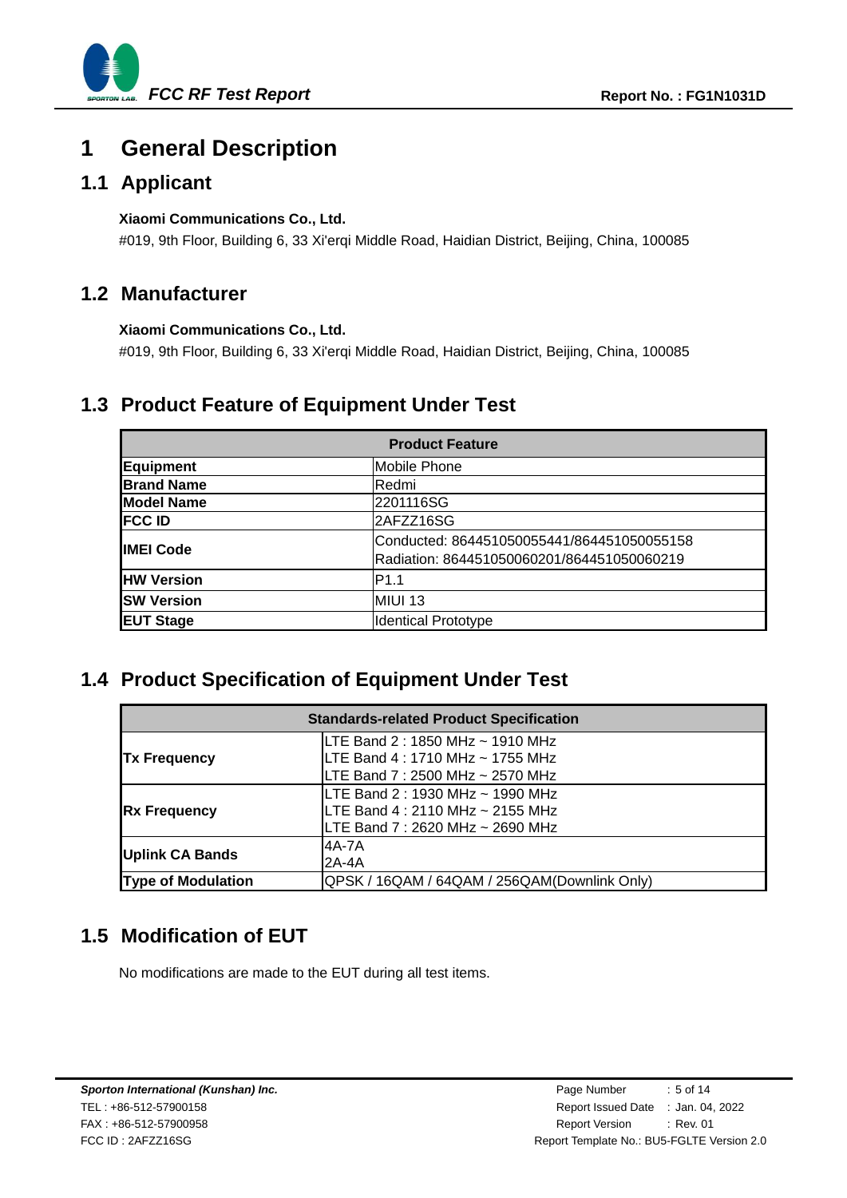# 1 General Description

## 1.1 Applicant

**Xiaomi Communications Co., Ltd.**

#019, 9th Floor, Building 6, 33 Xi'erqi Middle Road, Haidian District, Beijing, China, 100085

## 1.2 Manufacturer

**Xiaomi Communications Co., Ltd.**

#019, 9th Floor, Building 6, 33 Xi'erqi Middle Road, Haidian District, Beijing, China, 100085

## 1.3 Product Feature of Equipment Under Test

| Product Feature | |
|---|---|
| **Equipment** | Mobile Phone |
| **Brand Name** | Redmi |
| **Model Name** | 2201116SG |
| **FCC ID** | 2AFZZ16SG |
| **IMEI Code** | Conducted: 864451050055441/864451050055158<br>Radiation: 864451050060201/864451050060219 |
| **HW Version** | P1.1 |
| **SW Version** | MIUI 13 |
| **EUT Stage** | Identical Prototype |

## 1.4 Product Specification of Equipment Under Test

| Standards-related Product Specification | |
|---|---|
| **Tx Frequency** | LTE Band 2 : 1850 MHz ~ 1910 MHz<br>LTE Band 4 : 1710 MHz ~ 1755 MHz<br>LTE Band 7 : 2500 MHz ~ 2570 MHz |
| **Rx Frequency** | LTE Band 2 : 1930 MHz ~ 1990 MHz<br>LTE Band 4 : 2110 MHz ~ 2155 MHz<br>LTE Band 7 : 2620 MHz ~ 2690 MHz |
| **Uplink CA Bands** | 4A-7A<br>2A-4A |
| **Type of Modulation** | QPSK / 16QAM / 64QAM / 256QAM(Downlink Only) |

## 1.5 Modification of EUT

No modifications are made to the EUT during all test items.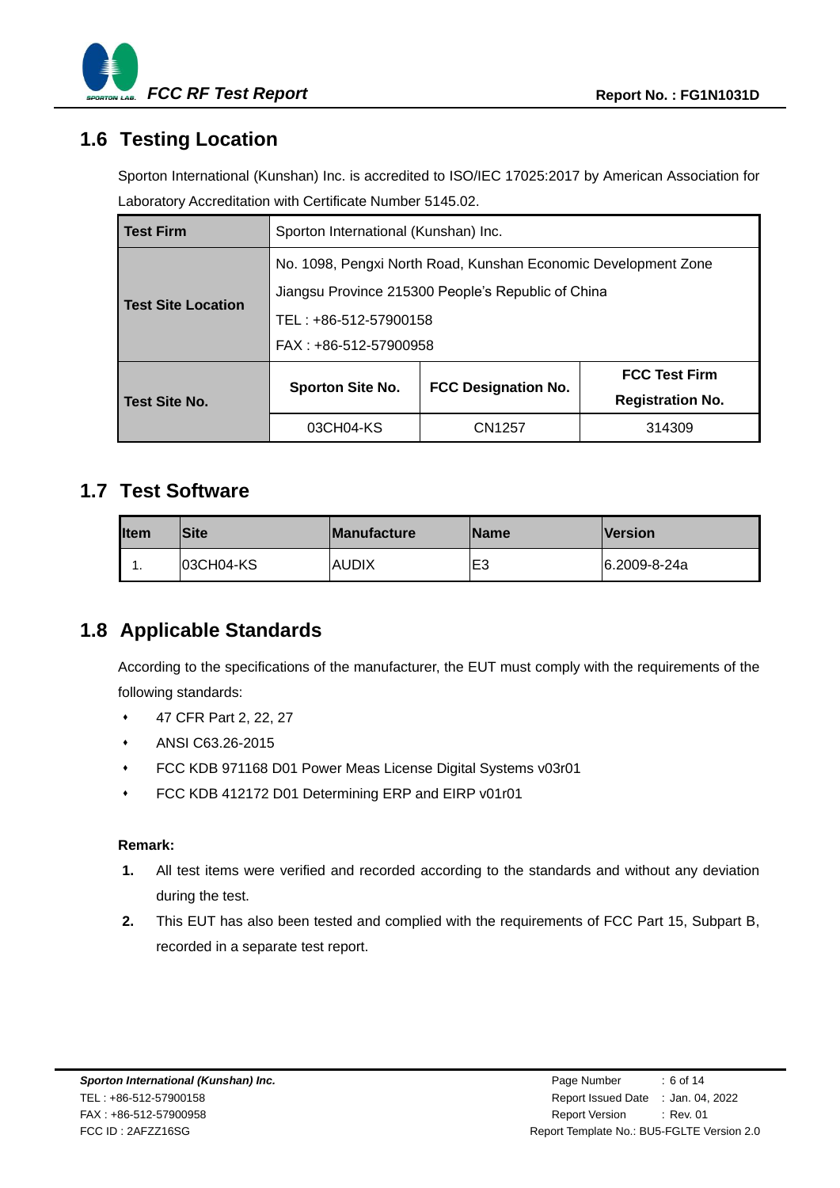## 1.6 Testing Location

Sporton International (Kunshan) Inc. is accredited to ISO/IEC 17025:2017 by American Association for Laboratory Accreditation with Certificate Number 5145.02.

| **Test Firm** | Sporton International (Kunshan) Inc. | | |
|---|---|---|---|
| **Test Site Location** | No. 1098, Pengxi North Road, Kunshan Economic Development Zone<br>Jiangsu Province 215300 People's Republic of China<br>TEL : +86-512-57900158<br>FAX : +86-512-57900958 | | |
| **Test Site No.** | **Sporton Site No.** | **FCC Designation No.** | **FCC Test Firm Registration No.** |
| | 03CH04-KS | CN1257 | 314309 |

## 1.7 Test Software

| Item | Site | Manufacture | Name | Version |
|---|---|---|---|---|
| 1. | 03CH04-KS | AUDIX | E3 | 6.2009-8-24a |

## 1.8 Applicable Standards

According to the specifications of the manufacturer, the EUT must comply with the requirements of the following standards:

- 47 CFR Part 2, 22, 27
- ANSI C63.26-2015
- FCC KDB 971168 D01 Power Meas License Digital Systems v03r01
- FCC KDB 412172 D01 Determining ERP and EIRP v01r01

**Remark:**

1. All test items were verified and recorded according to the standards and without any deviation during the test.
2. This EUT has also been tested and complied with the requirements of FCC Part 15, Subpart B, recorded in a separate test report.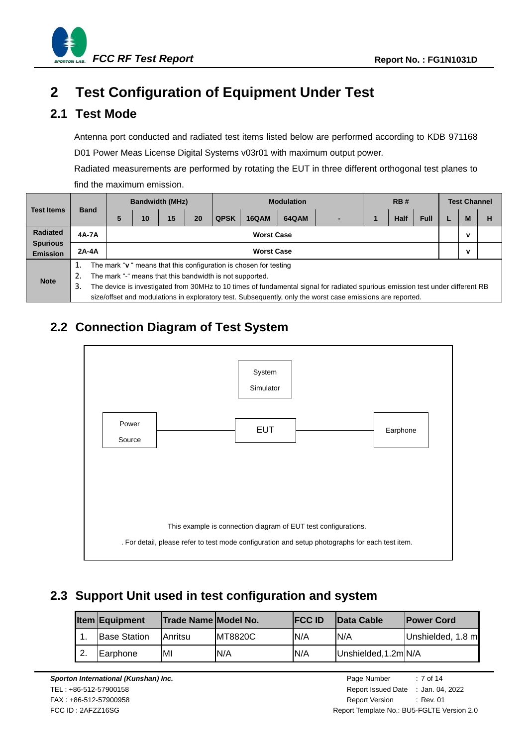# 2 Test Configuration of Equipment Under Test

## 2.1 Test Mode

Antenna port conducted and radiated test items listed below are performed according to KDB 971168 D01 Power Meas License Digital Systems v03r01 with maximum output power.

Radiated measurements are performed by rotating the EUT in three different orthogonal test planes to find the maximum emission.

| Test Items | Band | Bandwidth (MHz) | | | | Modulation | | | | RB # | | | Test Channel | | |
|---|---|---|---|---|---|---|---|---|---|---|---|---|---|---|---|
| | | 5 | 10 | 15 | 20 | QPSK | 16QAM | 64QAM | - | 1 | Half | Full | L | M | H |
| Radiated Spurious Emission | 4A-7A | Worst Case | | | | | | | | | | | | v | |
| | 2A-4A | Worst Case | | | | | | | | | | | | v | |
| Note | 1. The mark "**v**" means that this configuration is chosen for testing<br>2. The mark "-" means that this bandwidth is not supported.<br>3. The device is investigated from 30MHz to 10 times of fundamental signal for radiated spurious emission test under different RB size/offset and modulations in exploratory test. Subsequently, only the worst case emissions are reported. | | | | | | | | | | | | | | |

## 2.2 Connection Diagram of Test System

System Simulator

Power Source — EUT — Earphone

This example is connection diagram of EUT test configurations.

. For detail, please refer to test mode configuration and setup photographs for each test item.

## 2.3 Support Unit used in test configuration and system

| Item | Equipment | Trade Name | Model No. | FCC ID | Data Cable | Power Cord |
|---|---|---|---|---|---|---|
| 1. | Base Station | Anritsu | MT8820C | N/A | N/A | Unshielded, 1.8 m |
| 2. | Earphone | MI | N/A | N/A | Unshielded,1.2m | N/A |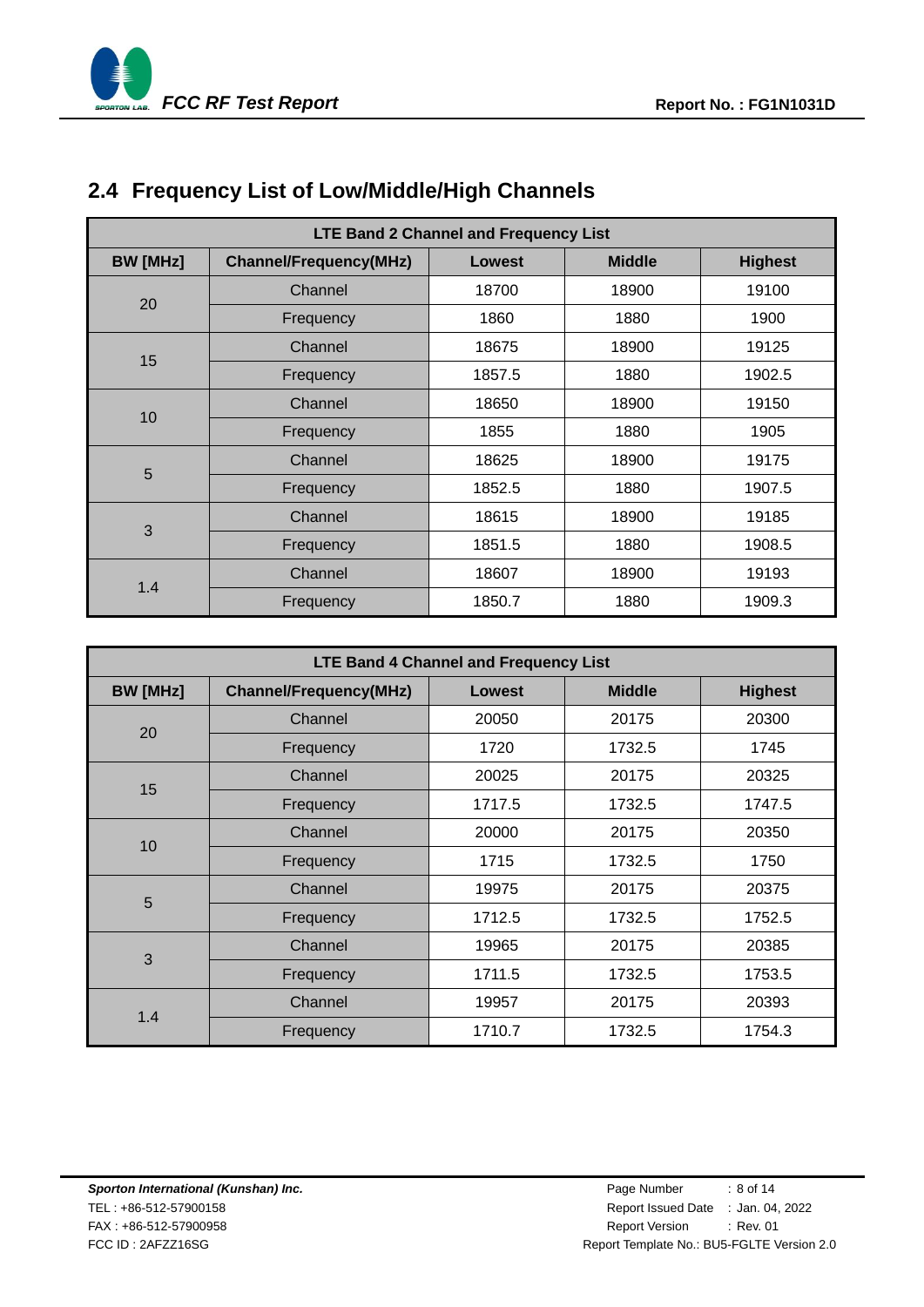## 2.4 Frequency List of Low/Middle/High Channels

| LTE Band 2 Channel and Frequency List | | | | |
|---|---|---|---|---|
| **BW [MHz]** | **Channel/Frequency(MHz)** | **Lowest** | **Middle** | **Highest** |
| 20 | Channel | 18700 | 18900 | 19100 |
| | Frequency | 1860 | 1880 | 1900 |
| 15 | Channel | 18675 | 18900 | 19125 |
| | Frequency | 1857.5 | 1880 | 1902.5 |
| 10 | Channel | 18650 | 18900 | 19150 |
| | Frequency | 1855 | 1880 | 1905 |
| 5 | Channel | 18625 | 18900 | 19175 |
| | Frequency | 1852.5 | 1880 | 1907.5 |
| 3 | Channel | 18615 | 18900 | 19185 |
| | Frequency | 1851.5 | 1880 | 1908.5 |
| 1.4 | Channel | 18607 | 18900 | 19193 |
| | Frequency | 1850.7 | 1880 | 1909.3 |

| LTE Band 4 Channel and Frequency List | | | | |
|---|---|---|---|---|
| **BW [MHz]** | **Channel/Frequency(MHz)** | **Lowest** | **Middle** | **Highest** |
| 20 | Channel | 20050 | 20175 | 20300 |
| | Frequency | 1720 | 1732.5 | 1745 |
| 15 | Channel | 20025 | 20175 | 20325 |
| | Frequency | 1717.5 | 1732.5 | 1747.5 |
| 10 | Channel | 20000 | 20175 | 20350 |
| | Frequency | 1715 | 1732.5 | 1750 |
| 5 | Channel | 19975 | 20175 | 20375 |
| | Frequency | 1712.5 | 1732.5 | 1752.5 |
| 3 | Channel | 19965 | 20175 | 20385 |
| | Frequency | 1711.5 | 1732.5 | 1753.5 |
| 1.4 | Channel | 19957 | 20175 | 20393 |
| | Frequency | 1710.7 | 1732.5 | 1754.3 |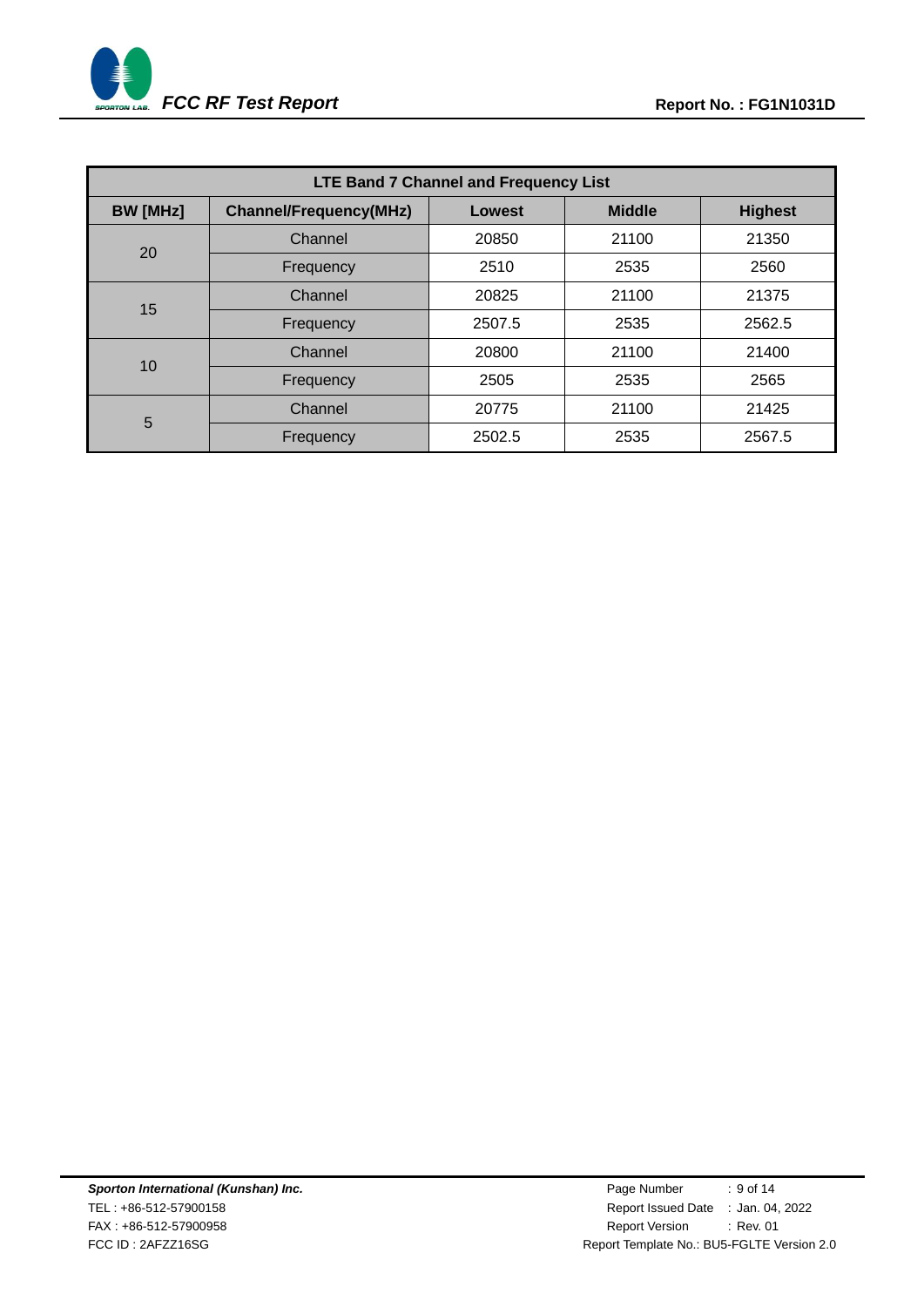| LTE Band 7 Channel and Frequency List | | | | |
|---|---|---|---|---|
| **BW [MHz]** | **Channel/Frequency(MHz)** | **Lowest** | **Middle** | **Highest** |
| 20 | Channel | 20850 | 21100 | 21350 |
| | Frequency | 2510 | 2535 | 2560 |
| 15 | Channel | 20825 | 21100 | 21375 |
| | Frequency | 2507.5 | 2535 | 2562.5 |
| 10 | Channel | 20800 | 21100 | 21400 |
| | Frequency | 2505 | 2535 | 2565 |
| 5 | Channel | 20775 | 21100 | 21425 |
| | Frequency | 2502.5 | 2535 | 2567.5 |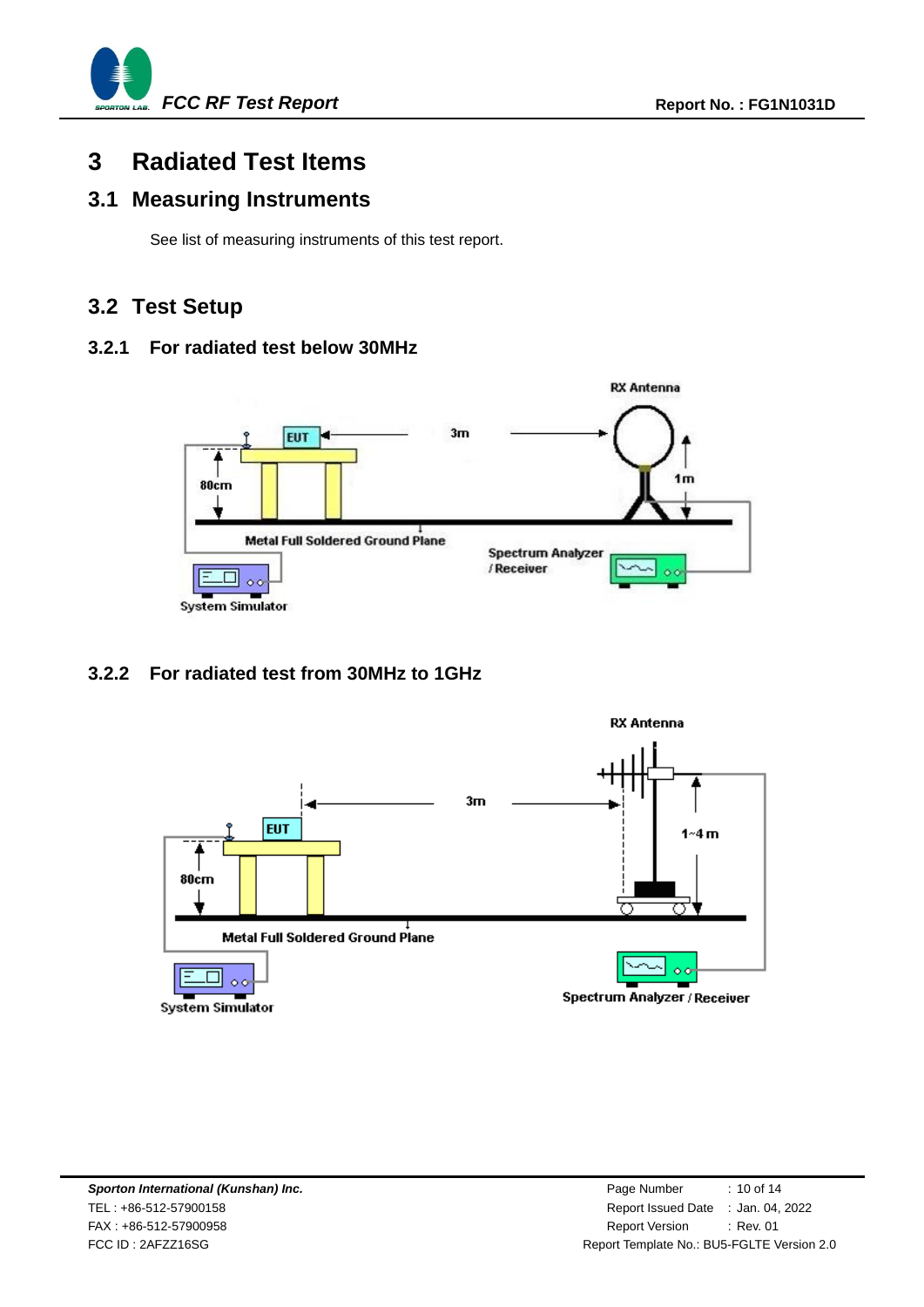# 3 Radiated Test Items

## 3.1 Measuring Instruments

See list of measuring instruments of this test report.

## 3.2 Test Setup

### 3.2.1 For radiated test below 30MHz

RX Antenna

EUT

3m

80cm

1m

Metal Full Soldered Ground Plane

Spectrum Analyzer / Receiver

System Simulator

### 3.2.2 For radiated test from 30MHz to 1GHz

RX Antenna

3m

EUT

1~4 m

80cm

Metal Full Soldered Ground Plane

System Simulator

Spectrum Analyzer / Receiver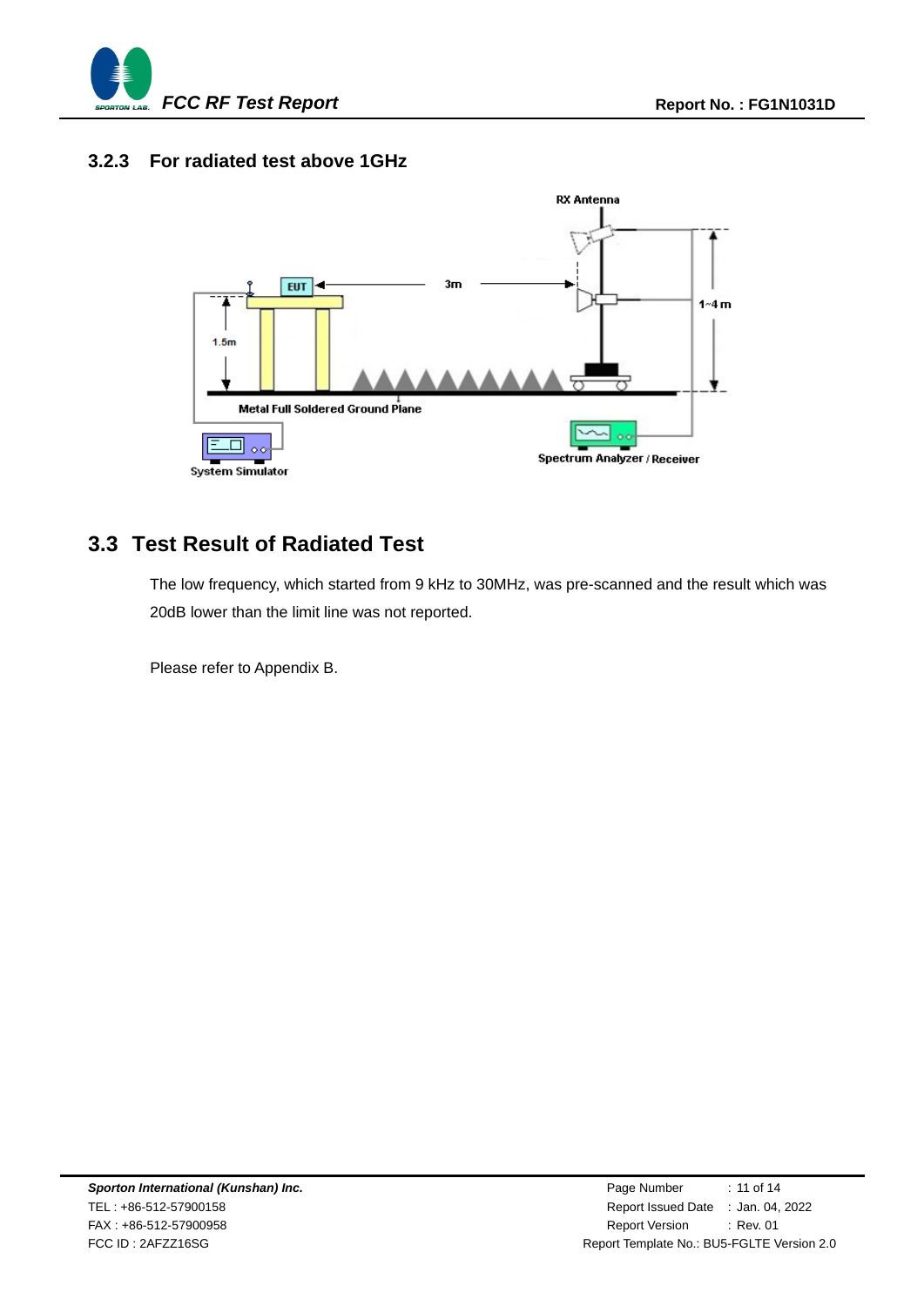### 3.2.3 For radiated test above 1GHz

RX Antenna

EUT

3m

1~4 m

1.5m

Metal Full Soldered Ground Plane

System Simulator

Spectrum Analyzer / Receiver

## 3.3 Test Result of Radiated Test

The low frequency, which started from 9 kHz to 30MHz, was pre-scanned and the result which was 20dB lower than the limit line was not reported.

Please refer to Appendix B.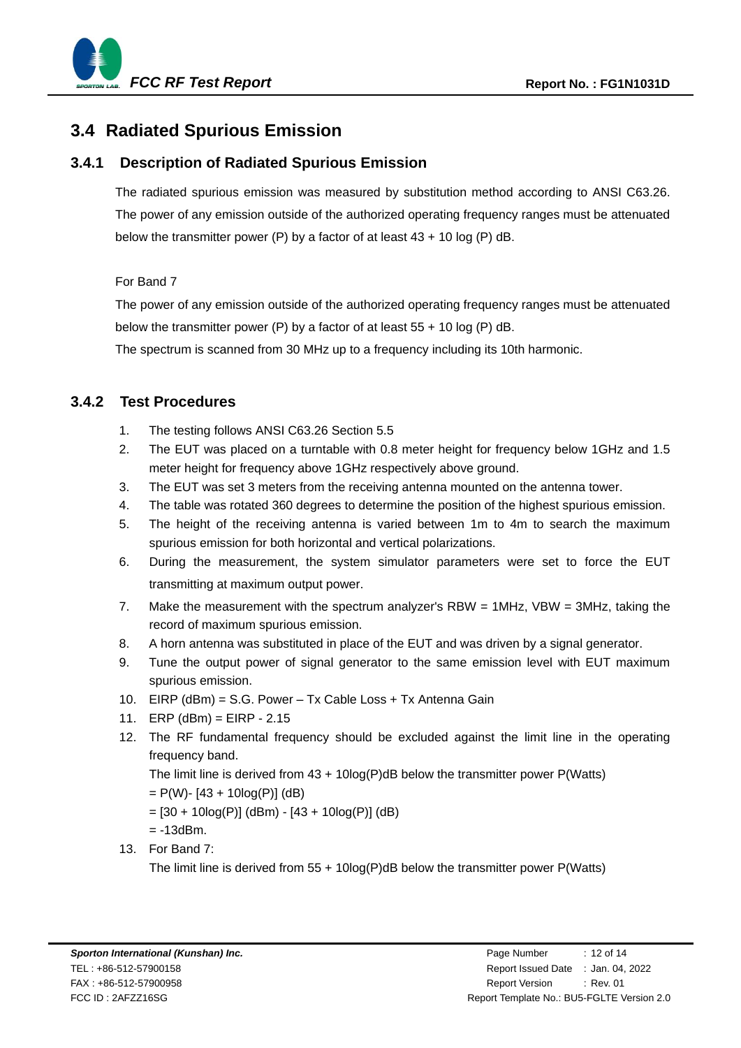## 3.4 Radiated Spurious Emission

### 3.4.1 Description of Radiated Spurious Emission

The radiated spurious emission was measured by substitution method according to ANSI C63.26. The power of any emission outside of the authorized operating frequency ranges must be attenuated below the transmitter power (P) by a factor of at least 43 + 10 log (P) dB.

For Band 7

The power of any emission outside of the authorized operating frequency ranges must be attenuated below the transmitter power (P) by a factor of at least 55 + 10 log (P) dB.

The spectrum is scanned from 30 MHz up to a frequency including its 10th harmonic.

### 3.4.2 Test Procedures

1. The testing follows ANSI C63.26 Section 5.5
2. The EUT was placed on a turntable with 0.8 meter height for frequency below 1GHz and 1.5 meter height for frequency above 1GHz respectively above ground.
3. The EUT was set 3 meters from the receiving antenna mounted on the antenna tower.
4. The table was rotated 360 degrees to determine the position of the highest spurious emission.
5. The height of the receiving antenna is varied between 1m to 4m to search the maximum spurious emission for both horizontal and vertical polarizations.
6. During the measurement, the system simulator parameters were set to force the EUT transmitting at maximum output power.
7. Make the measurement with the spectrum analyzer's RBW = 1MHz, VBW = 3MHz, taking the record of maximum spurious emission.
8. A horn antenna was substituted in place of the EUT and was driven by a signal generator.
9. Tune the output power of signal generator to the same emission level with EUT maximum spurious emission.
10. EIRP (dBm) = S.G. Power – Tx Cable Loss + Tx Antenna Gain
11. ERP (dBm) = EIRP - 2.15
12. The RF fundamental frequency should be excluded against the limit line in the operating frequency band.

    The limit line is derived from 43 + 10log(P)dB below the transmitter power P(Watts)

    = P(W)- [43 + 10log(P)] (dB)

    = [30 + 10log(P)] (dBm) - [43 + 10log(P)] (dB)

    = -13dBm.
13. For Band 7:

    The limit line is derived from 55 + 10log(P)dB below the transmitter power P(Watts)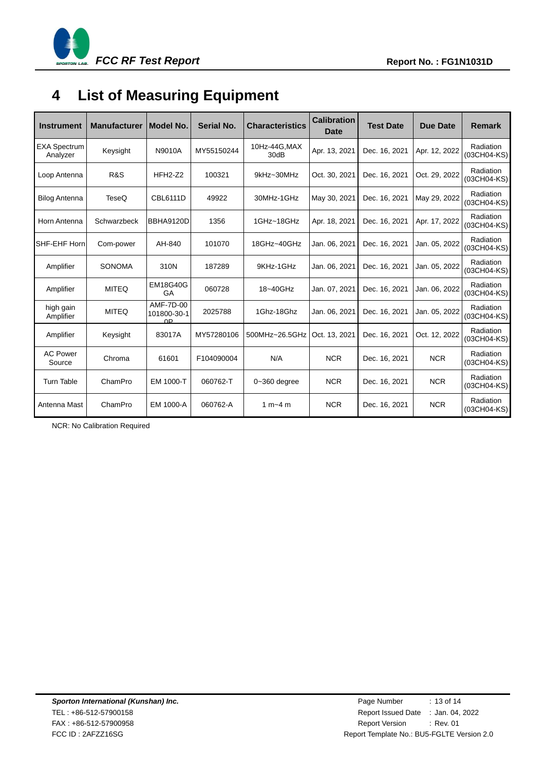# 4 List of Measuring Equipment

| Instrument | Manufacturer | Model No. | Serial No. | Characteristics | Calibration Date | Test Date | Due Date | Remark |
|---|---|---|---|---|---|---|---|---|
| EXA Spectrum Analyzer | Keysight | N9010A | MY55150244 | 10Hz-44G,MAX 30dB | Apr. 13, 2021 | Dec. 16, 2021 | Apr. 12, 2022 | Radiation (03CH04-KS) |
| Loop Antenna | R&S | HFH2-Z2 | 100321 | 9kHz~30MHz | Oct. 30, 2021 | Dec. 16, 2021 | Oct. 29, 2022 | Radiation (03CH04-KS) |
| Bilog Antenna | TeseQ | CBL6111D | 49922 | 30MHz-1GHz | May 30, 2021 | Dec. 16, 2021 | May 29, 2022 | Radiation (03CH04-KS) |
| Horn Antenna | Schwarzbeck | BBHA9120D | 1356 | 1GHz~18GHz | Apr. 18, 2021 | Dec. 16, 2021 | Apr. 17, 2022 | Radiation (03CH04-KS) |
| SHF-EHF Horn | Com-power | AH-840 | 101070 | 18GHz~40GHz | Jan. 06, 2021 | Dec. 16, 2021 | Jan. 05, 2022 | Radiation (03CH04-KS) |
| Amplifier | SONOMA | 310N | 187289 | 9KHz-1GHz | Jan. 06, 2021 | Dec. 16, 2021 | Jan. 05, 2022 | Radiation (03CH04-KS) |
| Amplifier | MITEQ | EM18G40G GA | 060728 | 18~40GHz | Jan. 07, 2021 | Dec. 16, 2021 | Jan. 06, 2022 | Radiation (03CH04-KS) |
| high gain Amplifier | MITEQ | AMF-7D-00 101800-30-1 0P | 2025788 | 1Ghz-18Ghz | Jan. 06, 2021 | Dec. 16, 2021 | Jan. 05, 2022 | Radiation (03CH04-KS) |
| Amplifier | Keysight | 83017A | MY57280106 | 500MHz~26.5GHz | Oct. 13, 2021 | Dec. 16, 2021 | Oct. 12, 2022 | Radiation (03CH04-KS) |
| AC Power Source | Chroma | 61601 | F104090004 | N/A | NCR | Dec. 16, 2021 | NCR | Radiation (03CH04-KS) |
| Turn Table | ChamPro | EM 1000-T | 060762-T | 0~360 degree | NCR | Dec. 16, 2021 | NCR | Radiation (03CH04-KS) |
| Antenna Mast | ChamPro | EM 1000-A | 060762-A | 1 m~4 m | NCR | Dec. 16, 2021 | NCR | Radiation (03CH04-KS) |

NCR: No Calibration Required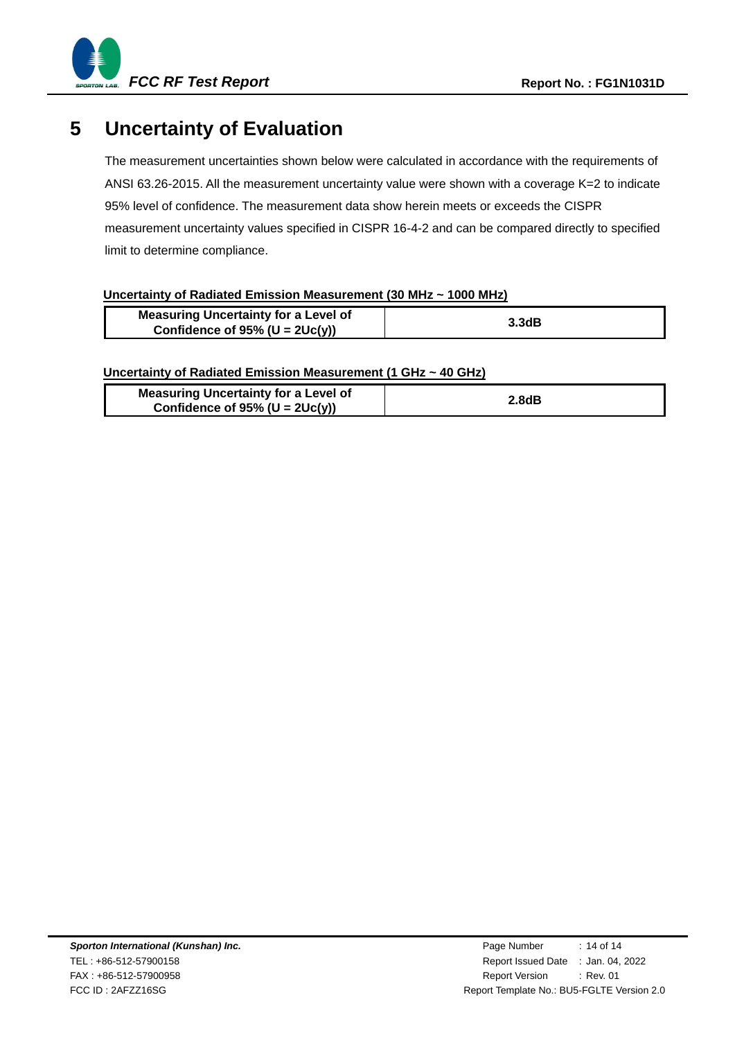# 5 Uncertainty of Evaluation

The measurement uncertainties shown below were calculated in accordance with the requirements of ANSI 63.26-2015. All the measurement uncertainty value were shown with a coverage K=2 to indicate 95% level of confidence. The measurement data show herein meets or exceeds the CISPR measurement uncertainty values specified in CISPR 16-4-2 and can be compared directly to specified limit to determine compliance.

**Uncertainty of Radiated Emission Measurement (30 MHz ~ 1000 MHz)**

| **Measuring Uncertainty for a Level of Confidence of 95% (U = 2Uc(y))** | **3.3dB** |
|---|---|

**Uncertainty of Radiated Emission Measurement (1 GHz ~ 40 GHz)**

| **Measuring Uncertainty for a Level of Confidence of 95% (U = 2Uc(y))** | **2.8dB** |
|---|---|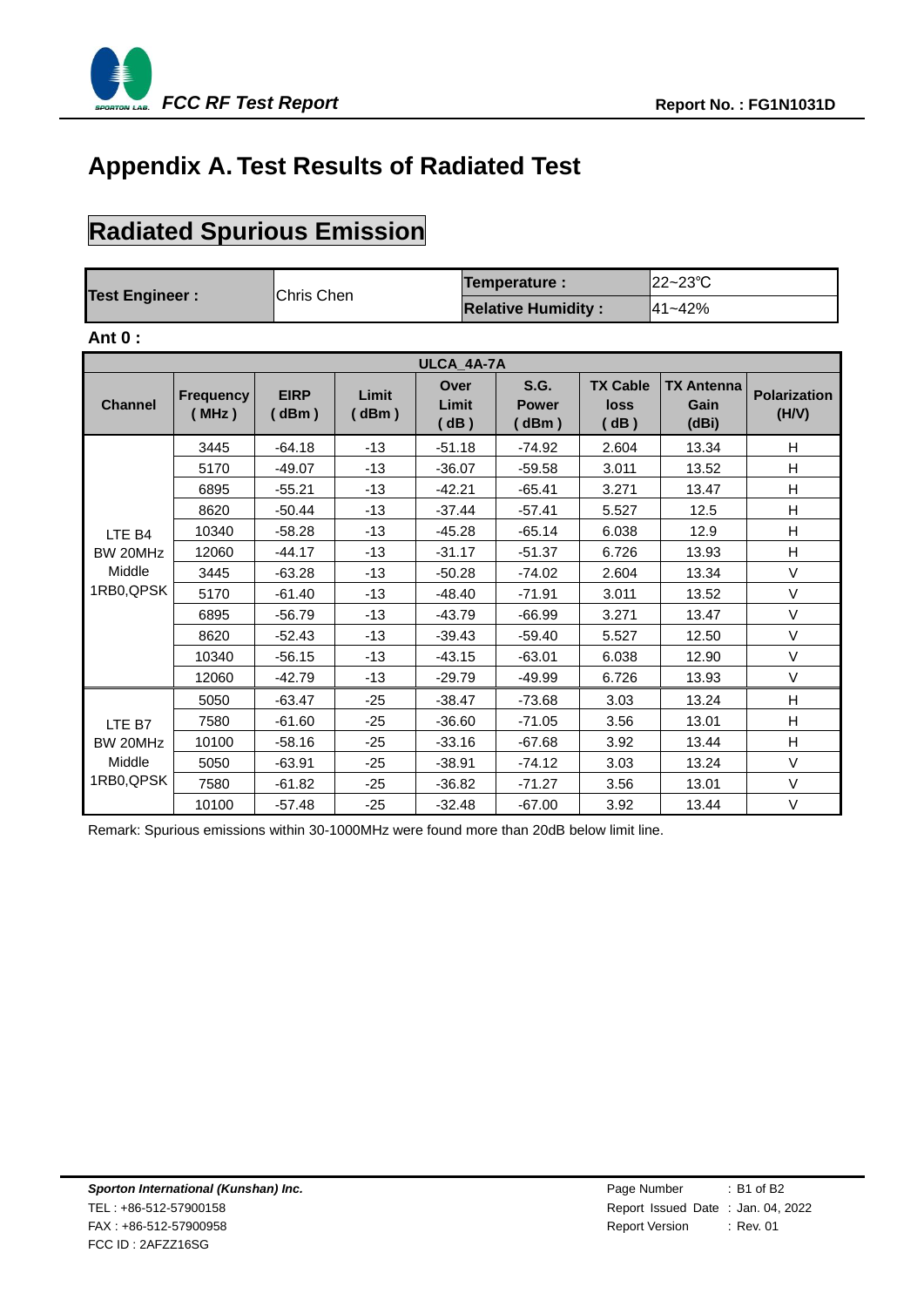# Appendix A. Test Results of Radiated Test

## Radiated Spurious Emission

| Test Engineer : | Chris Chen | Temperature : | 22~23℃ |
|---|---|---|---|
| | | Relative Humidity : | 41~42% |

**Ant 0 :**

| ULCA_4A-7A | | | | | | | | |
|---|---|---|---|---|---|---|---|---|
| **Channel** | **Frequency ( MHz )** | **EIRP ( dBm )** | **Limit ( dBm )** | **Over Limit ( dB )** | **S.G. Power ( dBm )** | **TX Cable loss ( dB )** | **TX Antenna Gain (dBi)** | **Polarization (H/V)** |
| LTE B4 BW 20MHz Middle 1RB0,QPSK | 3445 | -64.18 | -13 | -51.18 | -74.92 | 2.604 | 13.34 | H |
| | 5170 | -49.07 | -13 | -36.07 | -59.58 | 3.011 | 13.52 | H |
| | 6895 | -55.21 | -13 | -42.21 | -65.41 | 3.271 | 13.47 | H |
| | 8620 | -50.44 | -13 | -37.44 | -57.41 | 5.527 | 12.5 | H |
| | 10340 | -58.28 | -13 | -45.28 | -65.14 | 6.038 | 12.9 | H |
| | 12060 | -44.17 | -13 | -31.17 | -51.37 | 6.726 | 13.93 | H |
| | 3445 | -63.28 | -13 | -50.28 | -74.02 | 2.604 | 13.34 | V |
| | 5170 | -61.40 | -13 | -48.40 | -71.91 | 3.011 | 13.52 | V |
| | 6895 | -56.79 | -13 | -43.79 | -66.99 | 3.271 | 13.47 | V |
| | 8620 | -52.43 | -13 | -39.43 | -59.40 | 5.527 | 12.50 | V |
| | 10340 | -56.15 | -13 | -43.15 | -63.01 | 6.038 | 12.90 | V |
| | 12060 | -42.79 | -13 | -29.79 | -49.99 | 6.726 | 13.93 | V |
| LTE B7 BW 20MHz Middle 1RB0,QPSK | 5050 | -63.47 | -25 | -38.47 | -73.68 | 3.03 | 13.24 | H |
| | 7580 | -61.60 | -25 | -36.60 | -71.05 | 3.56 | 13.01 | H |
| | 10100 | -58.16 | -25 | -33.16 | -67.68 | 3.92 | 13.44 | H |
| | 5050 | -63.91 | -25 | -38.91 | -74.12 | 3.03 | 13.24 | V |
| | 7580 | -61.82 | -25 | -36.82 | -71.27 | 3.56 | 13.01 | V |
| | 10100 | -57.48 | -25 | -32.48 | -67.00 | 3.92 | 13.44 | V |

Remark: Spurious emissions within 30-1000MHz were found more than 20dB below limit line.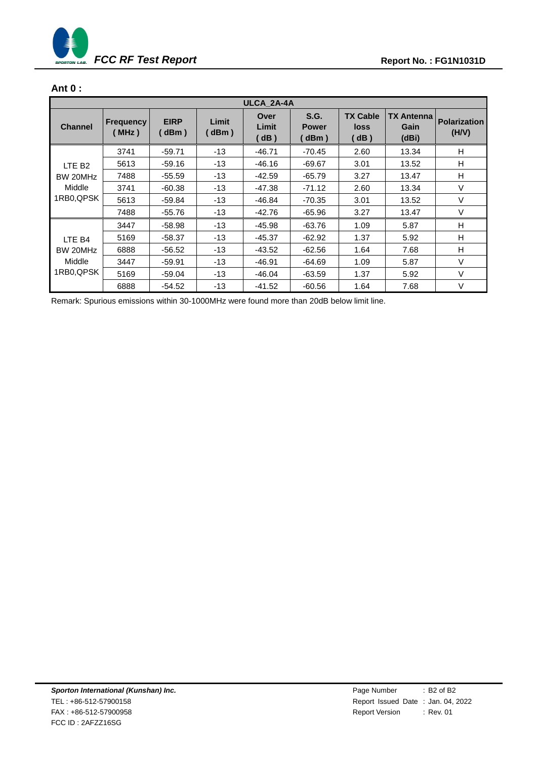**Ant 0 :**

| ULCA_2A-4A | | | | | | | | |
|---|---|---|---|---|---|---|---|---|
| Channel | Frequency ( MHz ) | EIRP ( dBm ) | Limit ( dBm ) | Over Limit ( dB ) | S.G. Power ( dBm ) | TX Cable loss ( dB ) | TX Antenna Gain (dBi) | Polarization (H/V) |
| LTE B2 BW 20MHz Middle 1RB0,QPSK | 3741 | -59.71 | -13 | -46.71 | -70.45 | 2.60 | 13.34 | H |
| | 5613 | -59.16 | -13 | -46.16 | -69.67 | 3.01 | 13.52 | H |
| | 7488 | -55.59 | -13 | -42.59 | -65.79 | 3.27 | 13.47 | H |
| | 3741 | -60.38 | -13 | -47.38 | -71.12 | 2.60 | 13.34 | V |
| | 5613 | -59.84 | -13 | -46.84 | -70.35 | 3.01 | 13.52 | V |
| | 7488 | -55.76 | -13 | -42.76 | -65.96 | 3.27 | 13.47 | V |
| LTE B4 BW 20MHz Middle 1RB0,QPSK | 3447 | -58.98 | -13 | -45.98 | -63.76 | 1.09 | 5.87 | H |
| | 5169 | -58.37 | -13 | -45.37 | -62.92 | 1.37 | 5.92 | H |
| | 6888 | -56.52 | -13 | -43.52 | -62.56 | 1.64 | 7.68 | H |
| | 3447 | -59.91 | -13 | -46.91 | -64.69 | 1.09 | 5.87 | V |
| | 5169 | -59.04 | -13 | -46.04 | -63.59 | 1.37 | 5.92 | V |
| | 6888 | -54.52 | -13 | -41.52 | -60.56 | 1.64 | 7.68 | V |

Remark: Spurious emissions within 30-1000MHz were found more than 20dB below limit line.